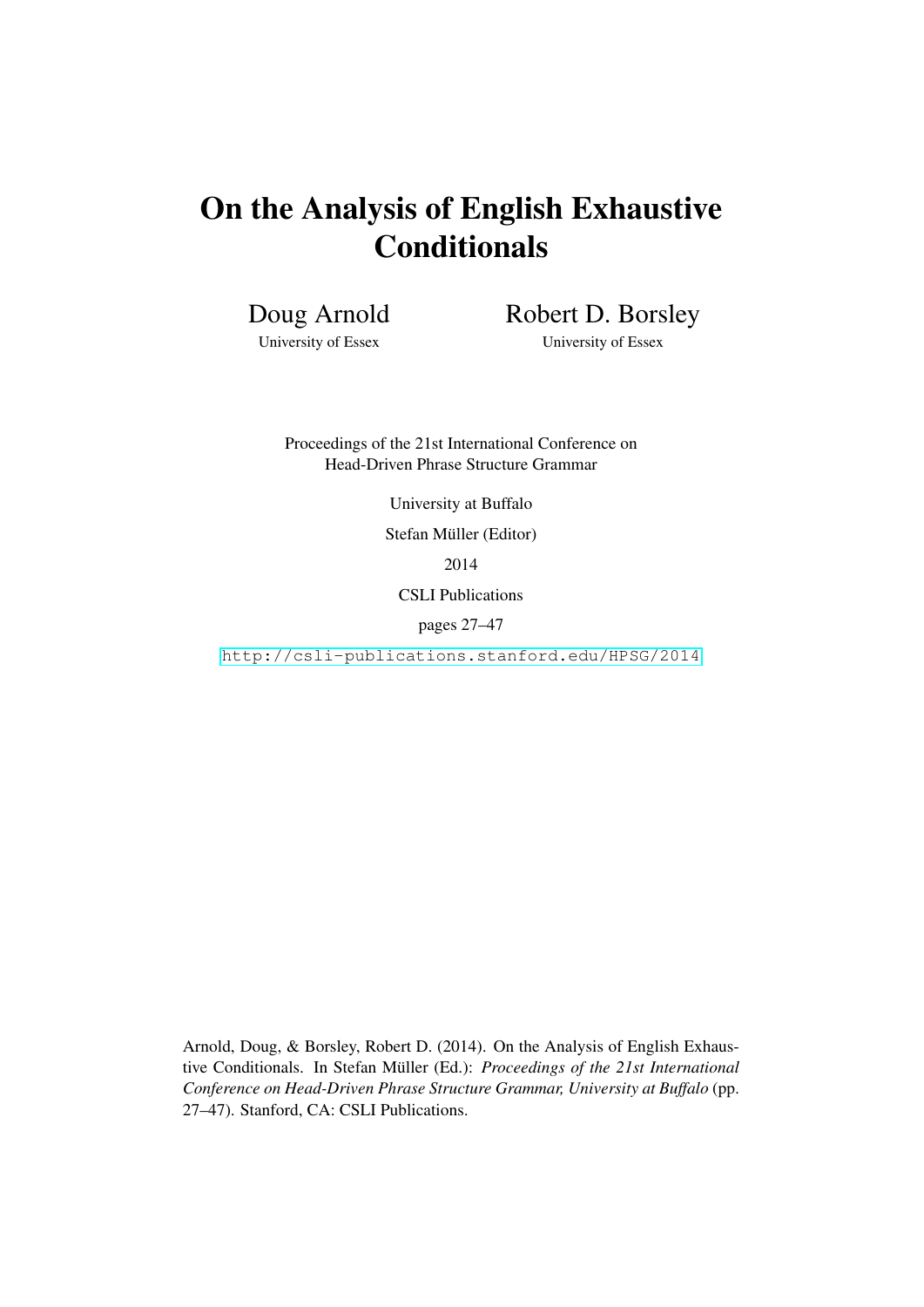# On the Analysis of English Exhaustive Conditionals

Doug Arnold
University of Essex

Robert D. Borsley
University of Essex

Proceedings of the 21st International Conference on
Head-Driven Phrase Structure Grammar

University at Buffalo

Stefan Müller (Editor)

2014

CSLI Publications

pages 27–47

http://csli-publications.stanford.edu/HPSG/2014

Arnold, Doug, & Borsley, Robert D. (2014). On the Analysis of English Exhaustive Conditionals. In Stefan Müller (Ed.): *Proceedings of the 21st International Conference on Head-Driven Phrase Structure Grammar, University at Buffalo* (pp. 27–47). Stanford, CA: CSLI Publications.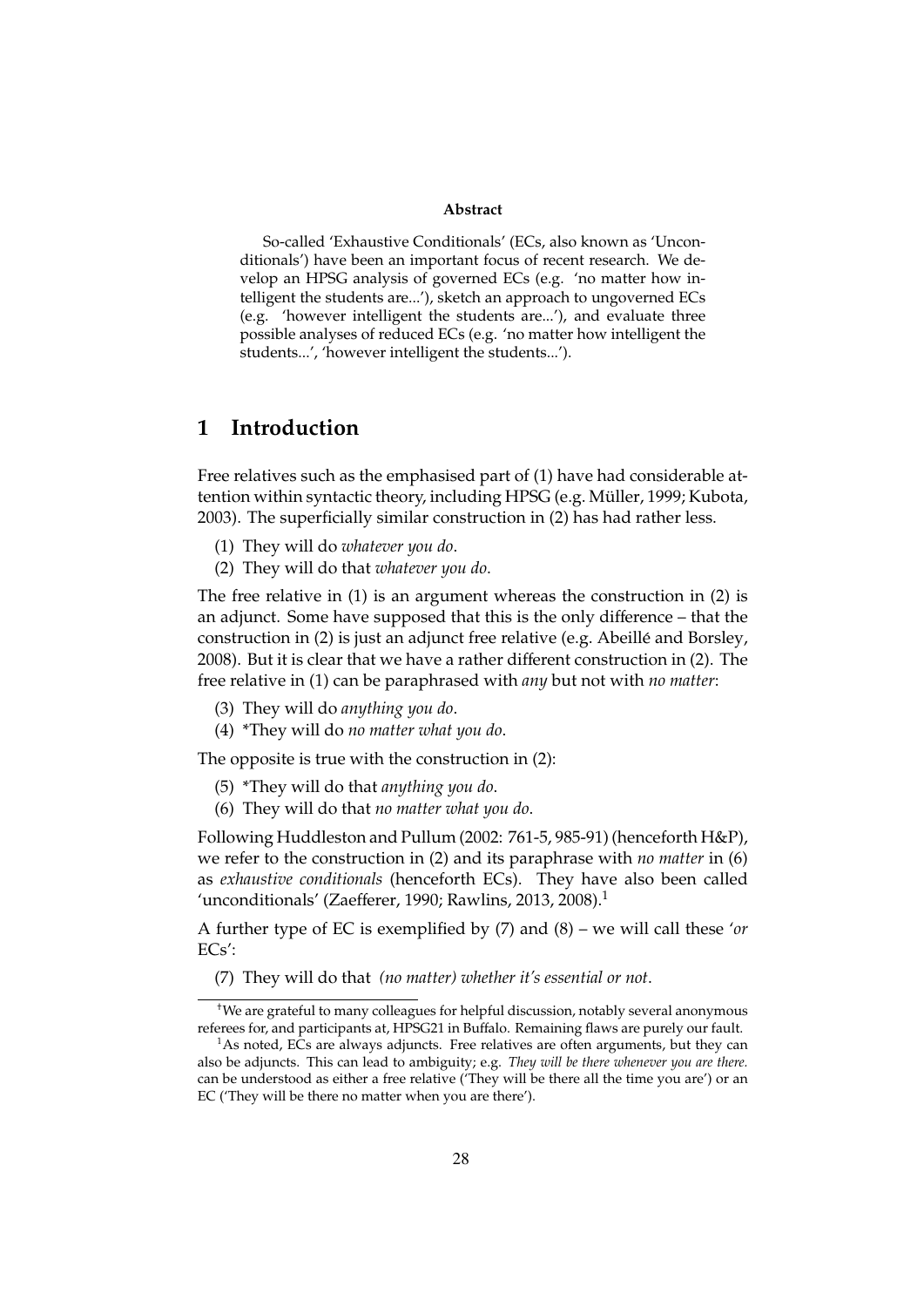**Abstract**

So-called 'Exhaustive Conditionals' (ECs, also known as 'Unconditionals') have been an important focus of recent research. We develop an HPSG analysis of governed ECs (e.g. 'no matter how intelligent the students are...'), sketch an approach to ungoverned ECs (e.g. 'however intelligent the students are...'), and evaluate three possible analyses of reduced ECs (e.g. 'no matter how intelligent the students...', 'however intelligent the students...').

# 1 Introduction

Free relatives such as the emphasised part of (1) have had considerable attention within syntactic theory, including HPSG (e.g. Müller, 1999; Kubota, 2003). The superficially similar construction in (2) has had rather less.

(1) They will do *whatever you do*.
(2) They will do that *whatever you do*.

The free relative in (1) is an argument whereas the construction in (2) is an adjunct. Some have supposed that this is the only difference – that the construction in (2) is just an adjunct free relative (e.g. Abeillé and Borsley, 2008). But it is clear that we have a rather different construction in (2). The free relative in (1) can be paraphrased with *any* but not with *no matter*:

(3) They will do *anything you do*.
(4) *They will do *no matter what you do*.

The opposite is true with the construction in (2):

(5) *They will do that *anything you do*.
(6) They will do that *no matter what you do*.

Following Huddleston and Pullum (2002: 761-5, 985-91) (henceforth H&P), we refer to the construction in (2) and its paraphrase with *no matter* in (6) as *exhaustive conditionals* (henceforth ECs). They have also been called 'unconditionals' (Zaefferer, 1990; Rawlins, 2013, 2008).[1]

A further type of EC is exemplified by (7) and (8) – we will call these '*or* ECs':

(7) They will do that *(no matter) whether it's essential or not*.

---

†We are grateful to many colleagues for helpful discussion, notably several anonymous referees for, and participants at, HPSG21 in Buffalo. Remaining flaws are purely our fault.

[1] As noted, ECs are always adjuncts. Free relatives are often arguments, but they can also be adjuncts. This can lead to ambiguity; e.g. *They will be there whenever you are there.* can be understood as either a free relative ('They will be there all the time you are') or an EC ('They will be there no matter when you are there').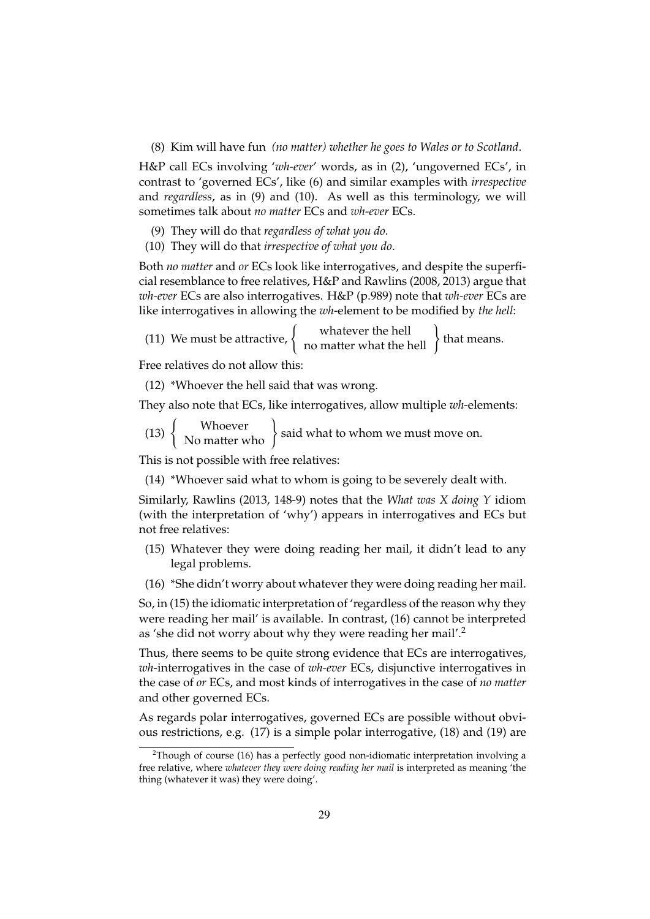(8) Kim will have fun *(no matter) whether he goes to Wales or to Scotland*.

H&P call ECs involving '*wh-ever*' words, as in (2), 'ungoverned ECs', in contrast to 'governed ECs', like (6) and similar examples with *irrespective* and *regardless*, as in (9) and (10). As well as this terminology, we will sometimes talk about *no matter* ECs and *wh-ever* ECs.

(9) They will do that *regardless of what you do*.

(10) They will do that *irrespective of what you do*.

Both *no matter* and *or* ECs look like interrogatives, and despite the superficial resemblance to free relatives, H&P and Rawlins (2008, 2013) argue that *wh-ever* ECs are also interrogatives. H&P (p.989) note that *wh-ever* ECs are like interrogatives in allowing the *wh*-element to be modified by *the hell*:

(11) We must be attractive, { whatever the hell / no matter what the hell } that means.

Free relatives do not allow this:

(12) *Whoever the hell said that was wrong.

They also note that ECs, like interrogatives, allow multiple *wh*-elements:

(13) { Whoever / No matter who } said what to whom we must move on.

This is not possible with free relatives:

(14) *Whoever said what to whom is going to be severely dealt with.

Similarly, Rawlins (2013, 148-9) notes that the *What was X doing Y* idiom (with the interpretation of 'why') appears in interrogatives and ECs but not free relatives:

(15) Whatever they were doing reading her mail, it didn't lead to any legal problems.

(16) *She didn't worry about whatever they were doing reading her mail.

So, in (15) the idiomatic interpretation of 'regardless of the reason why they were reading her mail' is available. In contrast, (16) cannot be interpreted as 'she did not worry about why they were reading her mail'.[2]

Thus, there seems to be quite strong evidence that ECs are interrogatives, *wh*-interrogatives in the case of *wh-ever* ECs, disjunctive interrogatives in the case of *or* ECs, and most kinds of interrogatives in the case of *no matter* and other governed ECs.

As regards polar interrogatives, governed ECs are possible without obvious restrictions, e.g. (17) is a simple polar interrogative, (18) and (19) are

[2]Though of course (16) has a perfectly good non-idiomatic interpretation involving a free relative, where *whatever they were doing reading her mail* is interpreted as meaning 'the thing (whatever it was) they were doing'.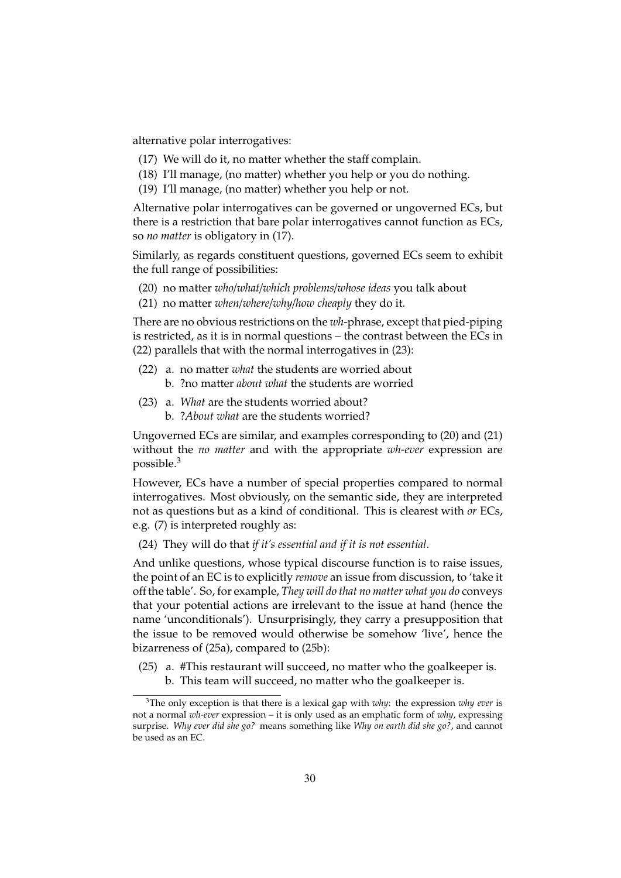alternative polar interrogatives:

(17) We will do it, no matter whether the staff complain.
(18) I'll manage, (no matter) whether you help or you do nothing.
(19) I'll manage, (no matter) whether you help or not.

Alternative polar interrogatives can be governed or ungoverned ECs, but there is a restriction that bare polar interrogatives cannot function as ECs, so *no matter* is obligatory in (17).

Similarly, as regards constituent questions, governed ECs seem to exhibit the full range of possibilities:

(20) no matter *who/what/which problems/whose ideas* you talk about
(21) no matter *when/where/why/how cheaply* they do it.

There are no obvious restrictions on the *wh*-phrase, except that pied-piping is restricted, as it is in normal questions – the contrast between the ECs in (22) parallels that with the normal interrogatives in (23):

(22) a. no matter *what* the students are worried about
b. ?no matter *about what* the students are worried

(23) a. *What* are the students worried about?
b. ?*About what* are the students worried?

Ungoverned ECs are similar, and examples corresponding to (20) and (21) without the *no matter* and with the appropriate *wh-ever* expression are possible.[3]

However, ECs have a number of special properties compared to normal interrogatives. Most obviously, on the semantic side, they are interpreted not as questions but as a kind of conditional. This is clearest with *or* ECs, e.g. (7) is interpreted roughly as:

(24) They will do that *if it's essential and if it is not essential*.

And unlike questions, whose typical discourse function is to raise issues, the point of an EC is to explicitly *remove* an issue from discussion, to 'take it off the table'. So, for example, *They will do that no matter what you do* conveys that your potential actions are irrelevant to the issue at hand (hence the name 'unconditionals'). Unsurprisingly, they carry a presupposition that the issue to be removed would otherwise be somehow 'live', hence the bizarreness of (25a), compared to (25b):

(25) a. #This restaurant will succeed, no matter who the goalkeeper is.
b. This team will succeed, no matter who the goalkeeper is.

[3]The only exception is that there is a lexical gap with *why*: the expression *why ever* is not a normal *wh-ever* expression – it is only used as an emphatic form of *why*, expressing surprise. *Why ever did she go?* means something like *Why on earth did she go?*, and cannot be used as an EC.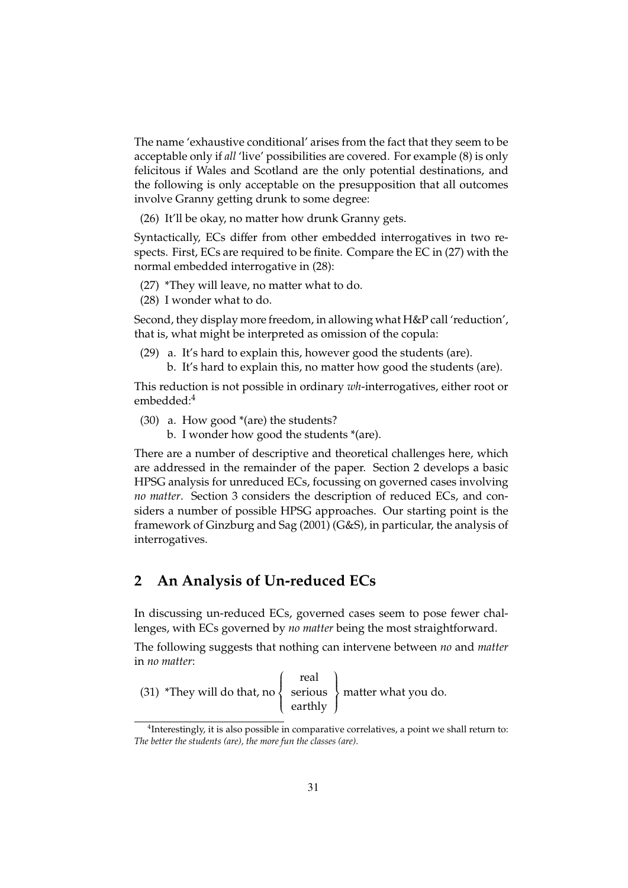The name 'exhaustive conditional' arises from the fact that they seem to be acceptable only if *all* 'live' possibilities are covered. For example (8) is only felicitous if Wales and Scotland are the only potential destinations, and the following is only acceptable on the presupposition that all outcomes involve Granny getting drunk to some degree:

(26) It'll be okay, no matter how drunk Granny gets.

Syntactically, ECs differ from other embedded interrogatives in two respects. First, ECs are required to be finite. Compare the EC in (27) with the normal embedded interrogative in (28):

(27) *They will leave, no matter what to do.

(28) I wonder what to do.

Second, they display more freedom, in allowing what H&P call 'reduction', that is, what might be interpreted as omission of the copula:

(29) a. It's hard to explain this, however good the students (are).
b. It's hard to explain this, no matter how good the students (are).

This reduction is not possible in ordinary *wh*-interrogatives, either root or embedded:[4]

(30) a. How good *(are) the students?
b. I wonder how good the students *(are).

There are a number of descriptive and theoretical challenges here, which are addressed in the remainder of the paper. Section 2 develops a basic HPSG analysis for unreduced ECs, focussing on governed cases involving *no matter*. Section 3 considers the description of reduced ECs, and considers a number of possible HPSG approaches. Our starting point is the framework of Ginzburg and Sag (2001) (G&S), in particular, the analysis of interrogatives.

## 2 An Analysis of Un-reduced ECs

In discussing un-reduced ECs, governed cases seem to pose fewer challenges, with ECs governed by *no matter* being the most straightforward.

The following suggests that nothing can intervene between *no* and *matter* in *no matter*:

(31) *They will do that, no $\left\{ \begin{array}{c} \text{real} \\ \text{serious} \\ \text{earthly} \end{array} \right\}$ matter what you do.

[4] Interestingly, it is also possible in comparative correlatives, a point we shall return to: *The better the students (are), the more fun the classes (are).*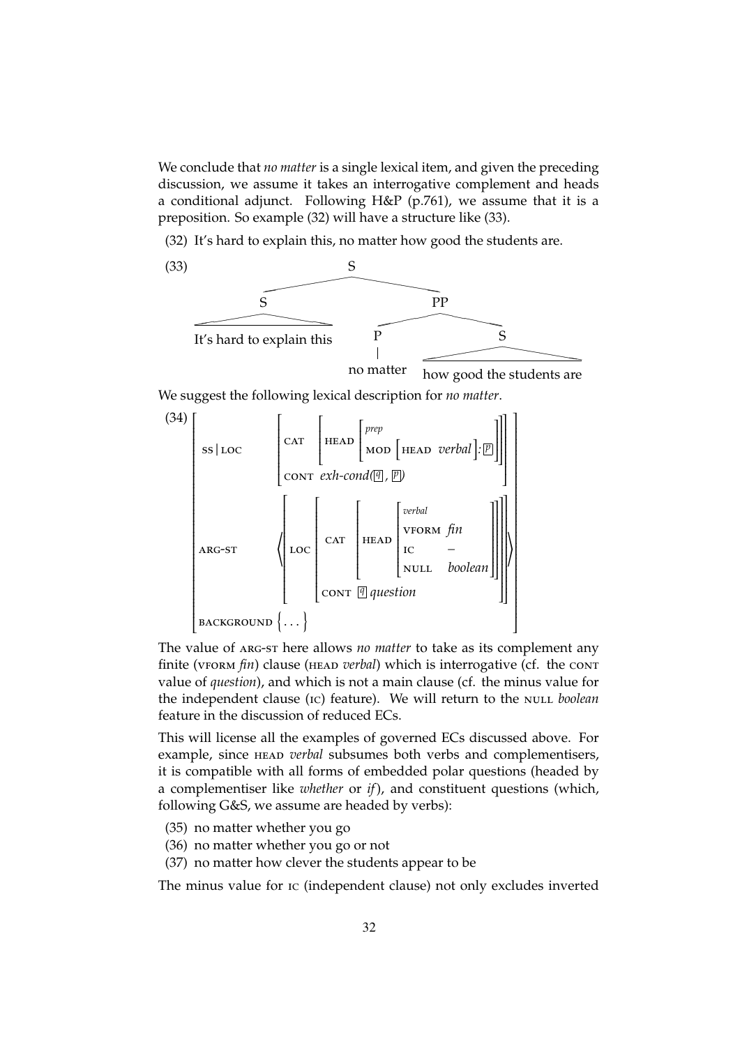We conclude that *no matter* is a single lexical item, and given the preceding discussion, we assume it takes an interrogative complement and heads a conditional adjunct. Following H&P (p.761), we assume that it is a preposition. So example (32) will have a structure like (33).

(32) It's hard to explain this, no matter how good the students are.

(33)

```
                S
        ________|________
       S                 PP
       |            _____|_____
It's hard to       P           S
explain this       |           |
               no matter   how good the students are
```

We suggest the following lexical description for *no matter*.

(34)

```
[ SS|LOC      [ CAT  [ HEAD [ prep                      ] ] ]
              [            [ MOD [HEAD verbal]:[p]      ] ] ]
              [ CONT exh-cond([q], [p])                     ]
  ARG-ST      < [ LOC [ CAT [ HEAD [ verbal      ] ] ] ] >
                [     [     [      [ VFORM fin   ] ] ] ]
                [     [     [      [ IC    −     ] ] ] ]
                [     [     [      [ NULL  boolean ] ] ] ]
                [     [ CONT [q] question          ] ]
  BACKGROUND  { ... }                                    ]
```

The value of ARG-ST here allows *no matter* to take as its complement any finite (VFORM *fin*) clause (HEAD *verbal*) which is interrogative (cf. the CONT value of *question*), and which is not a main clause (cf. the minus value for the independent clause (IC) feature). We will return to the NULL *boolean* feature in the discussion of reduced ECs.

This will license all the examples of governed ECs discussed above. For example, since HEAD *verbal* subsumes both verbs and complementisers, it is compatible with all forms of embedded polar questions (headed by a complementiser like *whether* or *if*), and constituent questions (which, following G&S, we assume are headed by verbs):

(35) no matter whether you go

(36) no matter whether you go or not

(37) no matter how clever the students appear to be

The minus value for IC (independent clause) not only excludes inverted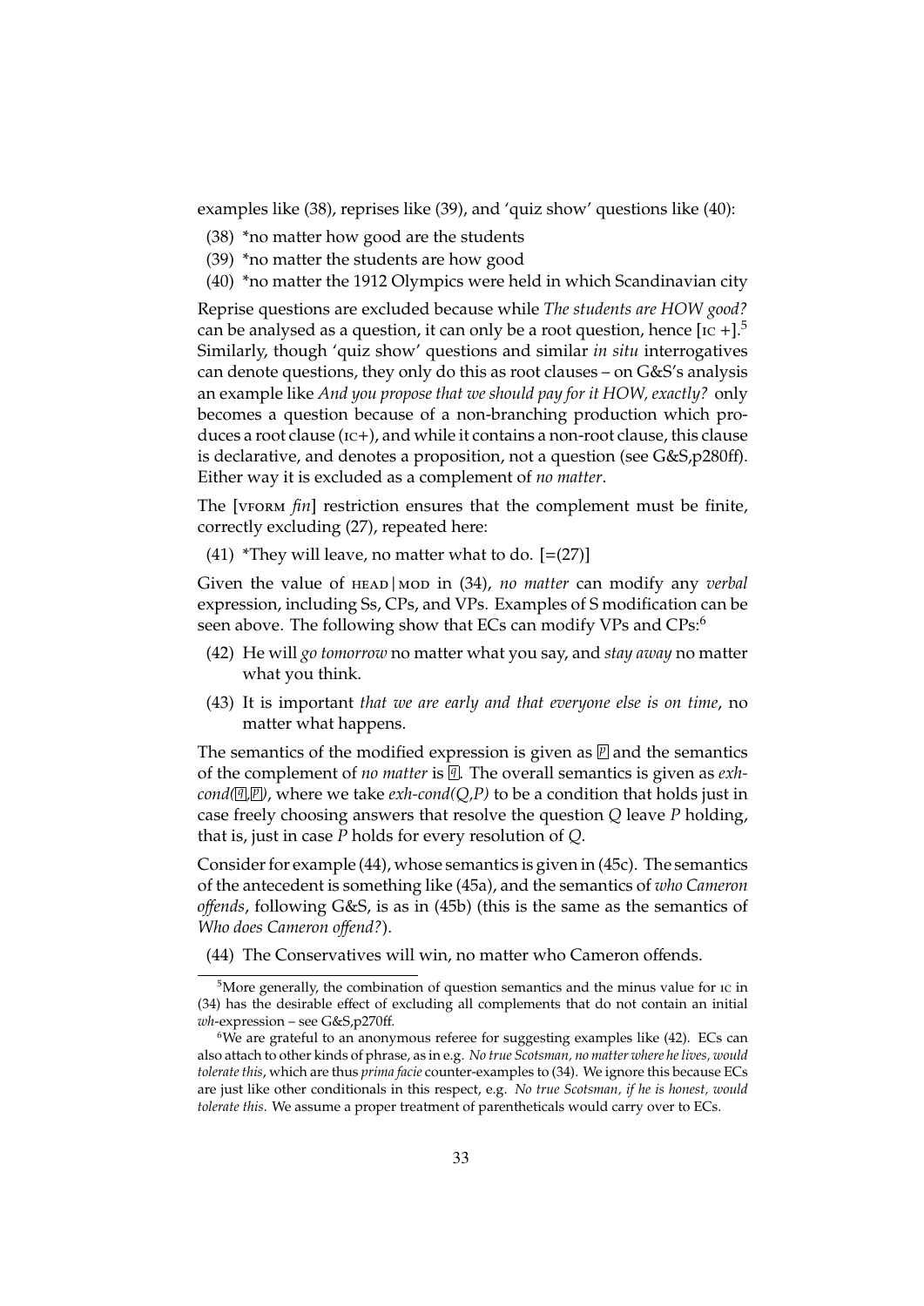examples like (38), reprises like (39), and 'quiz show' questions like (40):

(38) *no matter how good are the students

(39) *no matter the students are how good

(40) *no matter the 1912 Olympics were held in which Scandinavian city

Reprise questions are excluded because while *The students are HOW good?* can be analysed as a question, it can only be a root question, hence [IC +].[5] Similarly, though 'quiz show' questions and similar *in situ* interrogatives can denote questions, they only do this as root clauses – on G&S's analysis an example like *And you propose that we should pay for it HOW, exactly?* only becomes a question because of a non-branching production which produces a root clause (IC+), and while it contains a non-root clause, this clause is declarative, and denotes a proposition, not a question (see G&S,p280ff). Either way it is excluded as a complement of *no matter*.

The [VFORM *fin*] restriction ensures that the complement must be finite, correctly excluding (27), repeated here:

(41) *They will leave, no matter what to do. [=(27)]

Given the value of HEAD|MOD in (34), *no matter* can modify any *verbal* expression, including Ss, CPs, and VPs. Examples of S modification can be seen above. The following show that ECs can modify VPs and CPs:[6]

(42) He will *go tomorrow* no matter what you say, and *stay away* no matter what you think.

(43) It is important *that we are early and that everyone else is on time*, no matter what happens.

The semantics of the modified expression is given as $\boxed{p}$ and the semantics of the complement of *no matter* is $\boxed{q}$. The overall semantics is given as *exh-cond*($\boxed{q}$,$\boxed{p}$), where we take *exh-cond(Q,P)* to be a condition that holds just in case freely choosing answers that resolve the question *Q* leave *P* holding, that is, just in case *P* holds for every resolution of *Q*.

Consider for example (44), whose semantics is given in (45c). The semantics of the antecedent is something like (45a), and the semantics of *who Cameron offends*, following G&S, is as in (45b) (this is the same as the semantics of *Who does Cameron offend?*).

(44) The Conservatives will win, no matter who Cameron offends.

[5] More generally, the combination of question semantics and the minus value for IC in (34) has the desirable effect of excluding all complements that do not contain an initial *wh*-expression – see G&S,p270ff.

[6] We are grateful to an anonymous referee for suggesting examples like (42). ECs can also attach to other kinds of phrase, as in e.g. *No true Scotsman, no matter where he lives, would tolerate this*, which are thus *prima facie* counter-examples to (34). We ignore this because ECs are just like other conditionals in this respect, e.g. *No true Scotsman, if he is honest, would tolerate this*. We assume a proper treatment of parentheticals would carry over to ECs.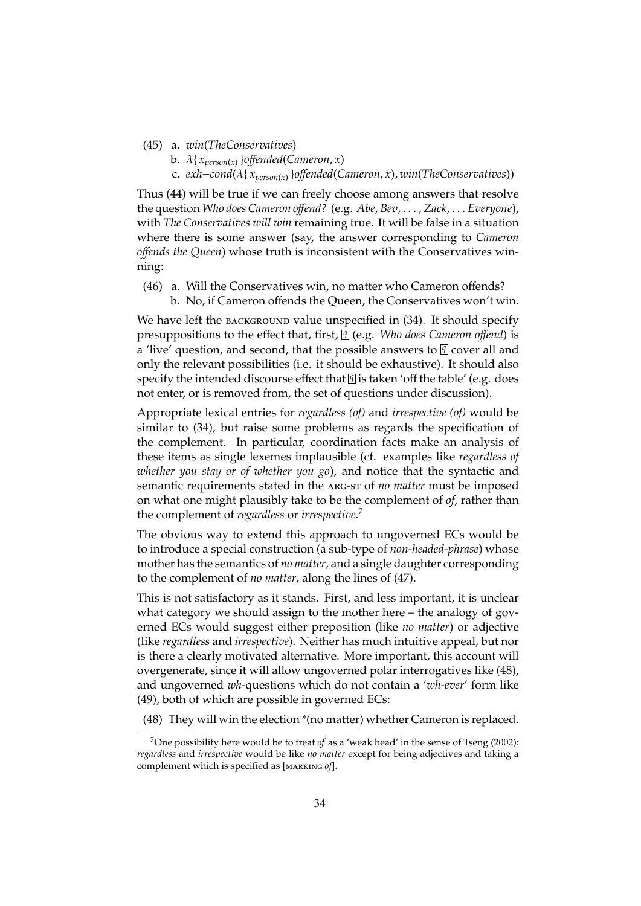(45) a. *win*(*TheConservatives*)

b. $\lambda\{x_{person(x)}\}$*offended*(*Cameron*, *x*)

c. *exh–cond*($\lambda\{x_{person(x)}\}$*offended*(*Cameron*, *x*), *win*(*TheConservatives*))

Thus (44) will be true if we can freely choose among answers that resolve the question *Who does Cameron offend?* (e.g. *Abe*, *Bev*, ..., *Zack*, ... *Everyone*), with *The Conservatives will win* remaining true. It will be false in a situation where there is some answer (say, the answer corresponding to *Cameron offends the Queen*) whose truth is inconsistent with the Conservatives winning:

(46) a. Will the Conservatives win, no matter who Cameron offends?

b. No, if Cameron offends the Queen, the Conservatives won't win.

We have left the BACKGROUND value unspecified in (34). It should specify presuppositions to the effect that, first, $\boxed{q}$ (e.g. *Who does Cameron offend*) is a 'live' question, and second, that the possible answers to $\boxed{q}$ cover all and only the relevant possibilities (i.e. it should be exhaustive). It should also specify the intended discourse effect that $\boxed{q}$ is taken 'off the table' (e.g. does not enter, or is removed from, the set of questions under discussion).

Appropriate lexical entries for *regardless (of)* and *irrespective (of)* would be similar to (34), but raise some problems as regards the specification of the complement. In particular, coordination facts make an analysis of these items as single lexemes implausible (cf. examples like *regardless of whether you stay or of whether you go*), and notice that the syntactic and semantic requirements stated in the ARG-ST of *no matter* must be imposed on what one might plausibly take to be the complement of *of*, rather than the complement of *regardless* or *irrespective*.[7]

The obvious way to extend this approach to ungoverned ECs would be to introduce a special construction (a sub-type of *non-headed-phrase*) whose mother has the semantics of *no matter*, and a single daughter corresponding to the complement of *no matter*, along the lines of (47).

This is not satisfactory as it stands. First, and less important, it is unclear what category we should assign to the mother here – the analogy of governed ECs would suggest either preposition (like *no matter*) or adjective (like *regardless* and *irrespective*). Neither has much intuitive appeal, but nor is there a clearly motivated alternative. More important, this account will overgenerate, since it will allow ungoverned polar interrogatives like (48), and ungoverned *wh*-questions which do not contain a '*wh-ever*' form like (49), both of which are possible in governed ECs:

(48) They will win the election *(no matter) whether Cameron is replaced.

---

[7] One possibility here would be to treat *of* as a 'weak head' in the sense of Tseng (2002): *regardless* and *irrespective* would be like *no matter* except for being adjectives and taking a complement which is specified as [MARKING *of*].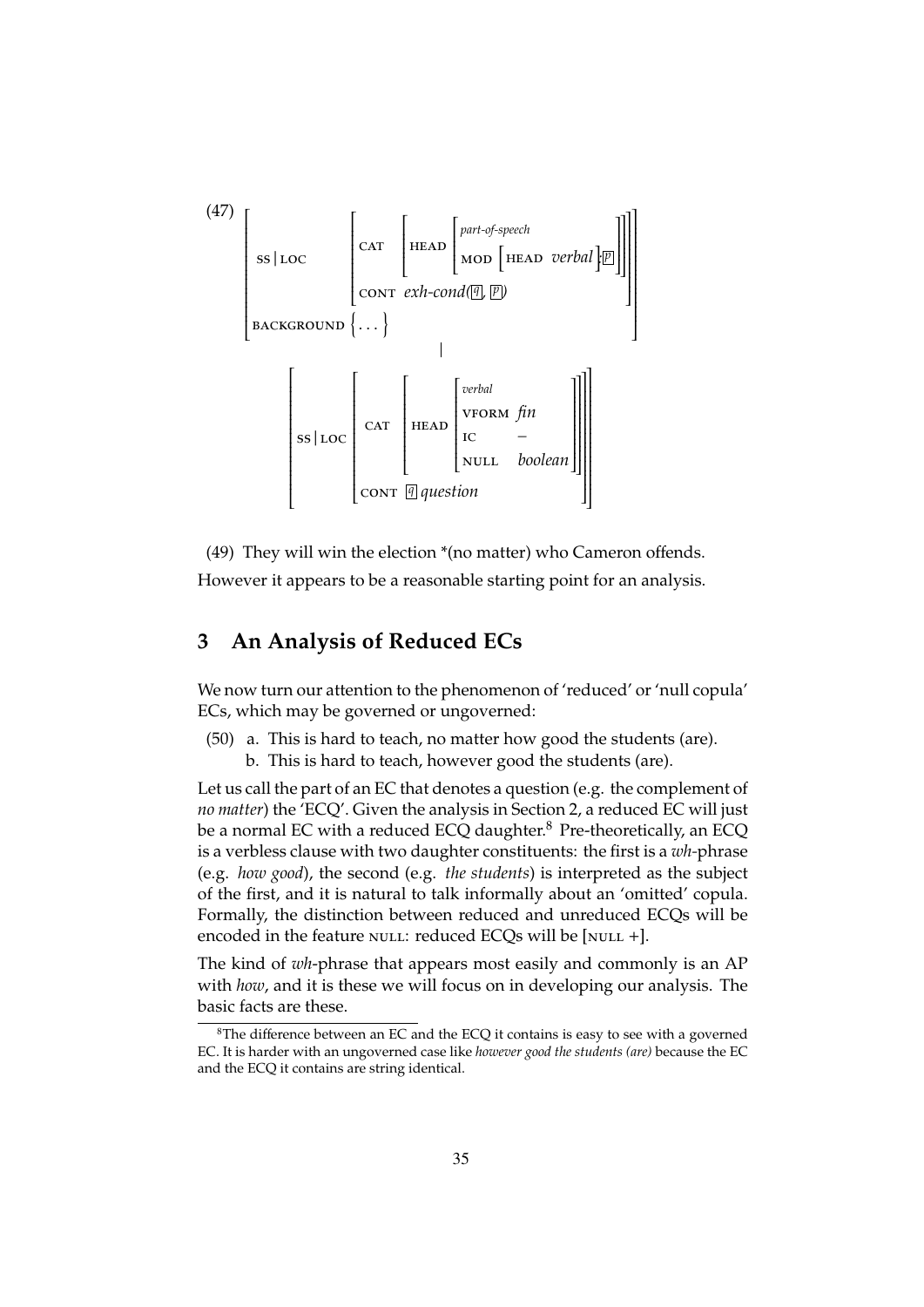(47)

$$
\begin{bmatrix}
\text{SS}|\text{LOC} & \begin{bmatrix} \text{CAT} & \begin{bmatrix} \text{HEAD} & \begin{bmatrix} \textit{part-of-speech} \\ \text{MOD} \ [\text{HEAD} \ \textit{verbal}]: \boxed{p} \end{bmatrix} \end{bmatrix} \\ \text{CONT} & \textit{exh-cond}(\boxed{q}, \boxed{p}) \end{bmatrix} \\
\text{BACKGROUND} & \{ \dots \}
\end{bmatrix}
$$

$$
|
$$

$$
\begin{bmatrix}
\text{SS}|\text{LOC} & \begin{bmatrix} \text{CAT} & \begin{bmatrix} \text{HEAD} & \begin{bmatrix} \textit{verbal} \\ \text{VFORM} & \textit{fin} \\ \text{IC} & - \\ \text{NULL} & \textit{boolean} \end{bmatrix} \end{bmatrix} \\ \text{CONT} & \boxed{q} \ \textit{question} \end{bmatrix}
\end{bmatrix}
$$

(49) They will win the election *(no matter) who Cameron offends.

However it appears to be a reasonable starting point for an analysis.

## 3 An Analysis of Reduced ECs

We now turn our attention to the phenomenon of 'reduced' or 'null copula' ECs, which may be governed or ungoverned:

(50) a. This is hard to teach, no matter how good the students (are).
b. This is hard to teach, however good the students (are).

Let us call the part of an EC that denotes a question (e.g. the complement of *no matter*) the 'ECQ'. Given the analysis in Section 2, a reduced EC will just be a normal EC with a reduced ECQ daughter.[8] Pre-theoretically, an ECQ is a verbless clause with two daughter constituents: the first is a *wh*-phrase (e.g. *how good*), the second (e.g. *the students*) is interpreted as the subject of the first, and it is natural to talk informally about an 'omitted' copula. Formally, the distinction between reduced and unreduced ECQs will be encoded in the feature NULL: reduced ECQs will be [NULL +].

The kind of *wh*-phrase that appears most easily and commonly is an AP with *how*, and it is these we will focus on in developing our analysis. The basic facts are these.

[8] The difference between an EC and the ECQ it contains is easy to see with a governed EC. It is harder with an ungoverned case like *however good the students (are)* because the EC and the ECQ it contains are string identical.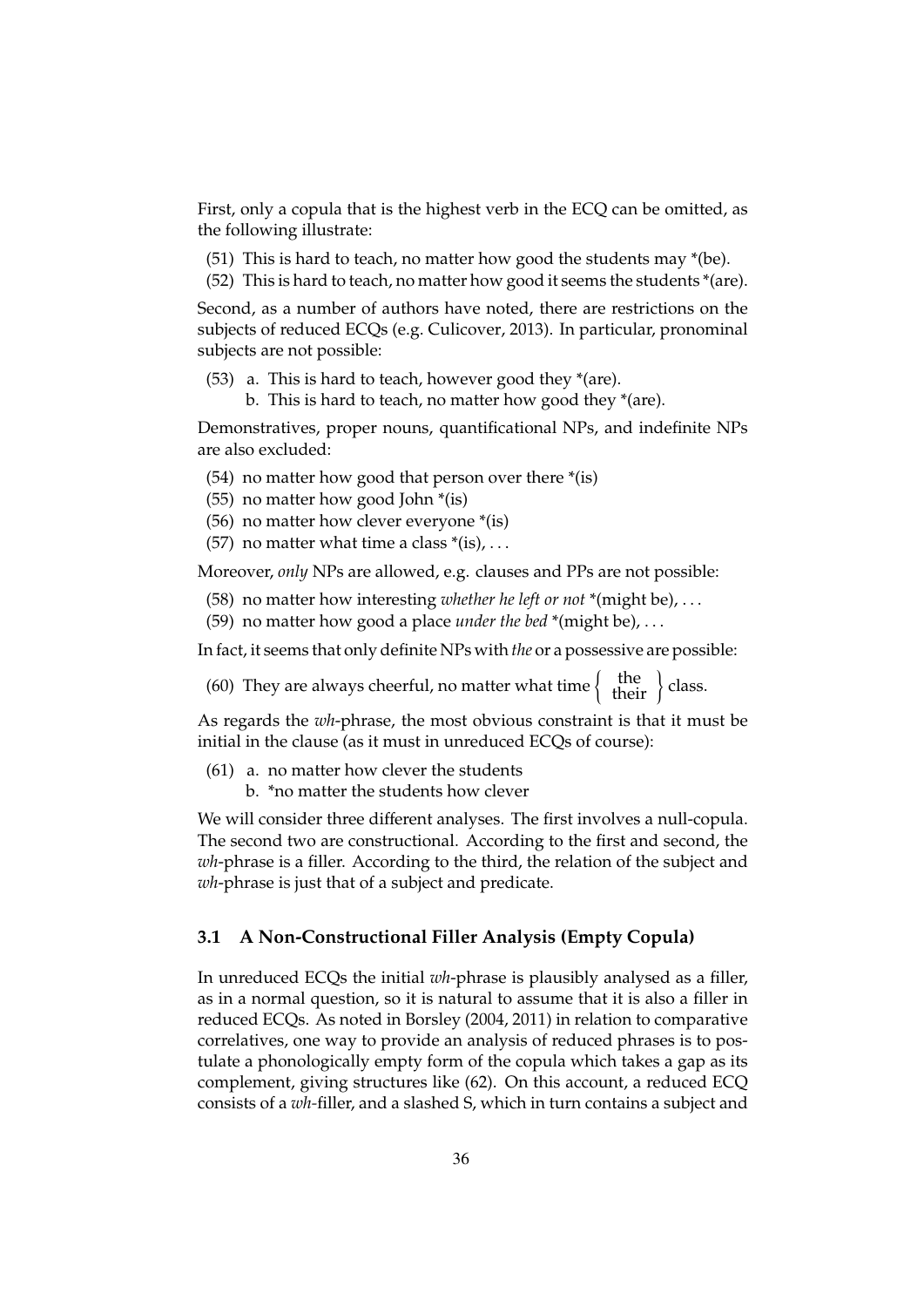First, only a copula that is the highest verb in the ECQ can be omitted, as the following illustrate:

(51) This is hard to teach, no matter how good the students may *(be).

(52) This is hard to teach, no matter how good it seems the students *(are).

Second, as a number of authors have noted, there are restrictions on the subjects of reduced ECQs (e.g. Culicover, 2013). In particular, pronominal subjects are not possible:

(53) a. This is hard to teach, however good they *(are).
     b. This is hard to teach, no matter how good they *(are).

Demonstratives, proper nouns, quantificational NPs, and indefinite NPs are also excluded:

(54) no matter how good that person over there *(is)

(55) no matter how good John *(is)

(56) no matter how clever everyone *(is)

(57) no matter what time a class *(is), ...

Moreover, *only* NPs are allowed, e.g. clauses and PPs are not possible:

(58) no matter how interesting *whether he left or not* *(might be), ...

(59) no matter how good a place *under the bed* *(might be), ...

In fact, it seems that only definite NPs with *the* or a possessive are possible:

(60) They are always cheerful, no matter what time $\left\{ \begin{array}{c} \text{the} \\ \text{their} \end{array} \right\}$ class.

As regards the *wh*-phrase, the most obvious constraint is that it must be initial in the clause (as it must in unreduced ECQs of course):

(61) a. no matter how clever the students
     b. *no matter the students how clever

We will consider three different analyses. The first involves a null-copula. The second two are constructional. According to the first and second, the *wh*-phrase is a filler. According to the third, the relation of the subject and *wh*-phrase is just that of a subject and predicate.

### 3.1 A Non-Constructional Filler Analysis (Empty Copula)

In unreduced ECQs the initial *wh*-phrase is plausibly analysed as a filler, as in a normal question, so it is natural to assume that it is also a filler in reduced ECQs. As noted in Borsley (2004, 2011) in relation to comparative correlatives, one way to provide an analysis of reduced phrases is to postulate a phonologically empty form of the copula which takes a gap as its complement, giving structures like (62). On this account, a reduced ECQ consists of a *wh*-filler, and a slashed S, which in turn contains a subject and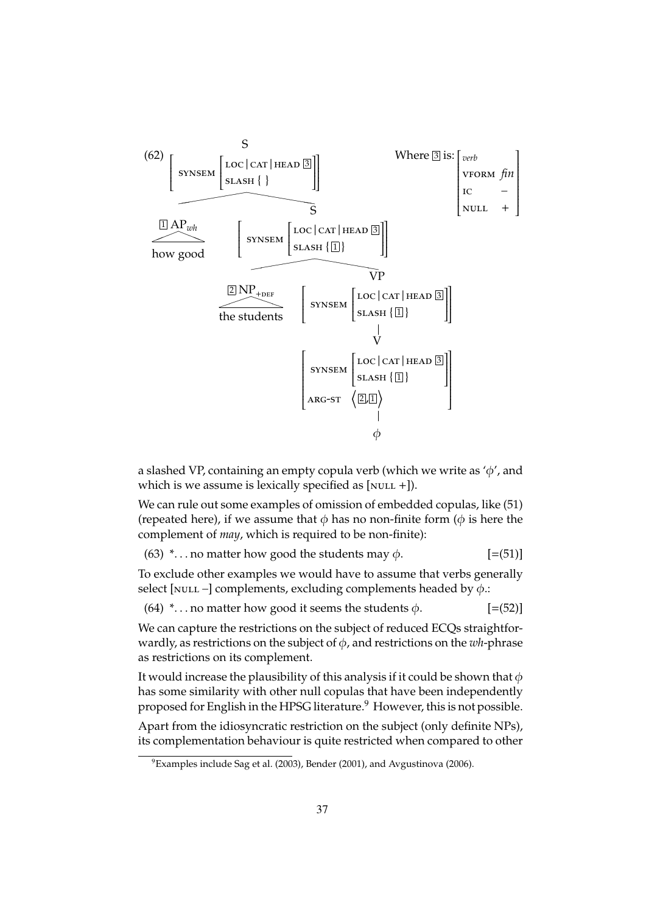(62) A tree diagram:

S [SYNSEM [LOC | CAT | HEAD [3], SLASH { }]]
- [1] AP$_{wh}$: how good
- S [SYNSEM [LOC | CAT | HEAD [3], SLASH {[1]}]]
  - [2] NP$_{+DEF}$: the students
  - VP [SYNSEM [LOC | CAT | HEAD [3], SLASH {[1]}]]
    - V [SYNSEM [LOC | CAT | HEAD [3], SLASH {[1]}], ARG-ST ⟨[2],[1]⟩]
      - $\phi$

Where [3] is: [*verb*, VFORM *fin*, IC −, NULL +]

a slashed VP, containing an empty copula verb (which we write as '$\phi$', and which is we assume is lexically specified as [NULL +]).

We can rule out some examples of omission of embedded copulas, like (51) (repeated here), if we assume that $\phi$ has no non-finite form ($\phi$ is here the complement of *may*, which is required to be non-finite):

(63) \*. . . no matter how good the students may $\phi$. [=(51)]

To exclude other examples we would have to assume that verbs generally select [NULL −] complements, excluding complements headed by $\phi$.:

(64) \*. . . no matter how good it seems the students $\phi$. [=(52)]

We can capture the restrictions on the subject of reduced ECQs straightforwardly, as restrictions on the subject of $\phi$, and restrictions on the *wh*-phrase as restrictions on its complement.

It would increase the plausibility of this analysis if it could be shown that $\phi$ has some similarity with other null copulas that have been independently proposed for English in the HPSG literature.[9] However, this is not possible.

Apart from the idiosyncratic restriction on the subject (only definite NPs), its complementation behaviour is quite restricted when compared to other

[9] Examples include Sag et al. (2003), Bender (2001), and Avgustinova (2006).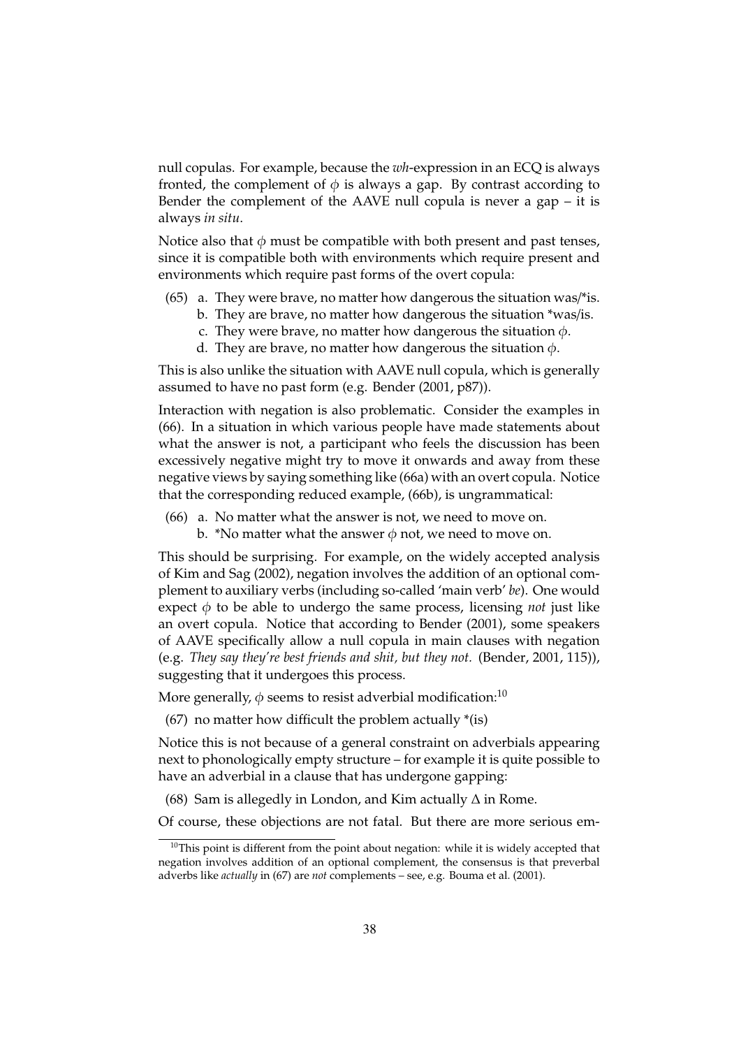null copulas. For example, because the *wh*-expression in an ECQ is always fronted, the complement of $\phi$ is always a gap. By contrast according to Bender the complement of the AAVE null copula is never a gap – it is always *in situ*.

Notice also that $\phi$ must be compatible with both present and past tenses, since it is compatible both with environments which require present and environments which require past forms of the overt copula:

(65) a. They were brave, no matter how dangerous the situation was/*is.
  b. They are brave, no matter how dangerous the situation *was/is.
  c. They were brave, no matter how dangerous the situation $\phi$.
  d. They are brave, no matter how dangerous the situation $\phi$.

This is also unlike the situation with AAVE null copula, which is generally assumed to have no past form (e.g. Bender (2001, p87)).

Interaction with negation is also problematic. Consider the examples in (66). In a situation in which various people have made statements about what the answer is not, a participant who feels the discussion has been excessively negative might try to move it onwards and away from these negative views by saying something like (66a) with an overt copula. Notice that the corresponding reduced example, (66b), is ungrammatical:

(66) a. No matter what the answer is not, we need to move on.
  b. *No matter what the answer $\phi$ not, we need to move on.

This should be surprising. For example, on the widely accepted analysis of Kim and Sag (2002), negation involves the addition of an optional complement to auxiliary verbs (including so-called 'main verb' *be*). One would expect $\phi$ to be able to undergo the same process, licensing *not* just like an overt copula. Notice that according to Bender (2001), some speakers of AAVE specifically allow a null copula in main clauses with negation (e.g. *They say they're best friends and shit, but they not.* (Bender, 2001, 115)), suggesting that it undergoes this process.

More generally, $\phi$ seems to resist adverbial modification:[10]

(67) no matter how difficult the problem actually *(is)

Notice this is not because of a general constraint on adverbials appearing next to phonologically empty structure – for example it is quite possible to have an adverbial in a clause that has undergone gapping:

(68) Sam is allegedly in London, and Kim actually $\Delta$ in Rome.

Of course, these objections are not fatal. But there are more serious em-

[10]This point is different from the point about negation: while it is widely accepted that negation involves addition of an optional complement, the consensus is that preverbal adverbs like *actually* in (67) are *not* complements – see, e.g. Bouma et al. (2001).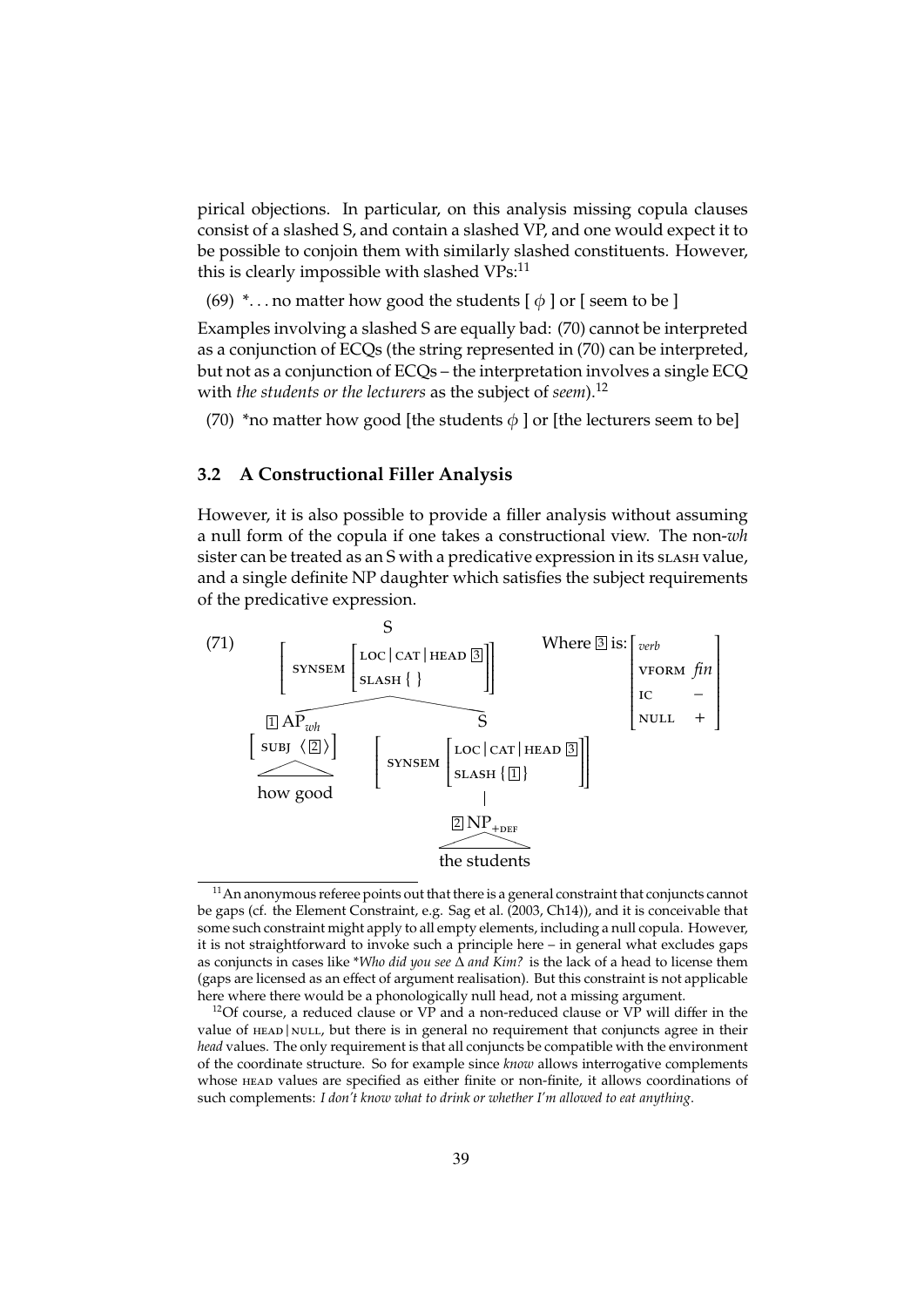pirical objections. In particular, on this analysis missing copula clauses consist of a slashed S, and contain a slashed VP, and one would expect it to be possible to conjoin them with similarly slashed constituents. However, this is clearly impossible with slashed VPs:[11]

(69) *. . . no matter how good the students [ $\phi$ ] or [ seem to be ]

Examples involving a slashed S are equally bad: (70) cannot be interpreted as a conjunction of ECQs (the string represented in (70) can be interpreted, but not as a conjunction of ECQs – the interpretation involves a single ECQ with *the students or the lecturers* as the subject of *seem*).[12]

(70) *no matter how good [the students $\phi$ ] or [the lecturers seem to be]

### 3.2 A Constructional Filler Analysis

However, it is also possible to provide a filler analysis without assuming a null form of the copula if one takes a constructional view. The non-*wh* sister can be treated as an S with a predicative expression in its SLASH value, and a single definite NP daughter which satisfies the subject requirements of the predicative expression.

(71)

```
S [SYNSEM [LOC|CAT|HEAD [3], SLASH { }]]
├── [1] AP_wh [SUBJ ⟨[2]⟩]
│     how good
└── S [SYNSEM [LOC|CAT|HEAD [3], SLASH {[1]}]]
      └── [2] NP_+DEF
            the students
```

Where [3] is: $\begin{bmatrix} \textit{verb} \\ \text{VFORM } \textit{fin} \\ \text{IC } - \\ \text{NULL } + \end{bmatrix}$

[11] An anonymous referee points out that there is a general constraint that conjuncts cannot be gaps (cf. the Element Constraint, e.g. Sag et al. (2003, Ch14)), and it is conceivable that some such constraint might apply to all empty elements, including a null copula. However, it is not straightforward to invoke such a principle here – in general what excludes gaps as conjuncts in cases like **Who did you see* $\Delta$ *and Kim?* is the lack of a head to license them (gaps are licensed as an effect of argument realisation). But this constraint is not applicable here where there would be a phonologically null head, not a missing argument.

[12] Of course, a reduced clause or VP and a non-reduced clause or VP will differ in the value of HEAD|NULL, but there is in general no requirement that conjuncts agree in their *head* values. The only requirement is that all conjuncts be compatible with the environment of the coordinate structure. So for example since *know* allows interrogative complements whose HEAD values are specified as either finite or non-finite, it allows coordinations of such complements: *I don't know what to drink or whether I'm allowed to eat anything*.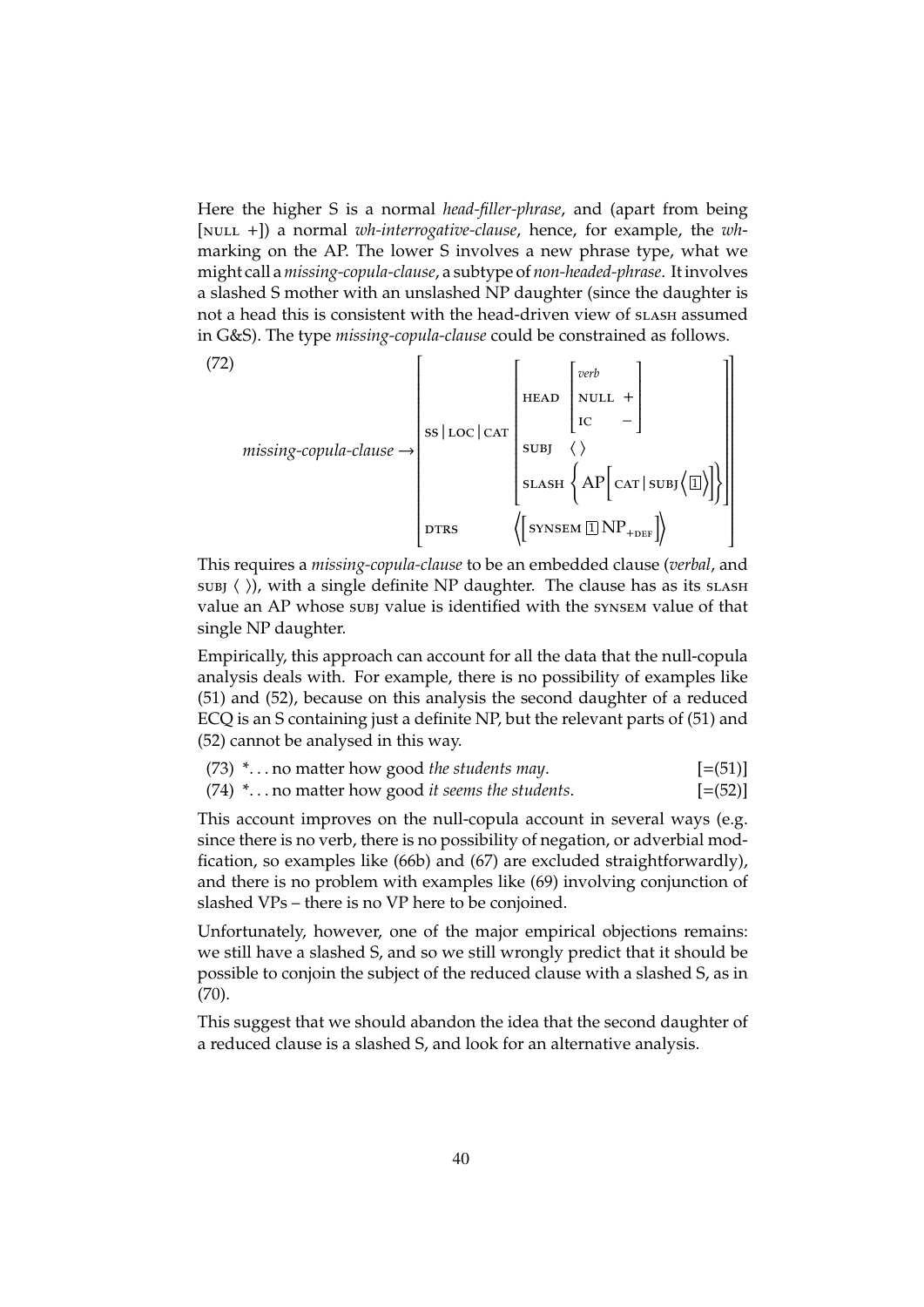Here the higher S is a normal *head-filler-phrase*, and (apart from being [NULL +]) a normal *wh-interrogative-clause*, hence, for example, the *wh*-marking on the AP. The lower S involves a new phrase type, what we might call a *missing-copula-clause*, a subtype of *non-headed-phrase*. It involves a slashed S mother with an unslashed NP daughter (since the daughter is not a head this is consistent with the head-driven view of SLASH assumed in G&S). The type *missing-copula-clause* could be constrained as follows.

(72)

$$\textit{missing-copula-clause} \rightarrow \left[\begin{array}{ll} \text{SS}\,|\,\text{LOC}\,|\,\text{CAT} & \left[\begin{array}{ll} \text{HEAD} & \left[\begin{array}{l} \textit{verb} \\ \text{NULL} \;\; + \\ \text{IC} \;\;\; - \end{array}\right] \\ \text{SUBJ} & \langle\,\rangle \\ \text{SLASH} & \left\{ \text{AP}\left[\text{CAT}\,|\,\text{SUBJ}\left\langle \boxed{1} \right\rangle\right] \right\} \end{array}\right] \\ \text{DTRS} & \left\langle \left[\text{SYNSEM}\ \boxed{1}\ \text{NP}_{+\text{DEF}}\right] \right\rangle \end{array}\right]$$

This requires a *missing-copula-clause* to be an embedded clause (*verbal*, and SUBJ ⟨ ⟩), with a single definite NP daughter. The clause has as its SLASH value an AP whose SUBJ value is identified with the SYNSEM value of that single NP daughter.

Empirically, this approach can account for all the data that the null-copula analysis deals with. For example, there is no possibility of examples like (51) and (52), because on this analysis the second daughter of a reduced ECQ is an S containing just a definite NP, but the relevant parts of (51) and (52) cannot be analysed in this way.

(73) \*. . . no matter how good *the students may*. [=(51)]

(74) \*. . . no matter how good *it seems the students*. [=(52)]

This account improves on the null-copula account in several ways (e.g. since there is no verb, there is no possibility of negation, or adverbial modfication, so examples like (66b) and (67) are excluded straightforwardly), and there is no problem with examples like (69) involving conjunction of slashed VPs – there is no VP here to be conjoined.

Unfortunately, however, one of the major empirical objections remains: we still have a slashed S, and so we still wrongly predict that it should be possible to conjoin the subject of the reduced clause with a slashed S, as in (70).

This suggest that we should abandon the idea that the second daughter of a reduced clause is a slashed S, and look for an alternative analysis.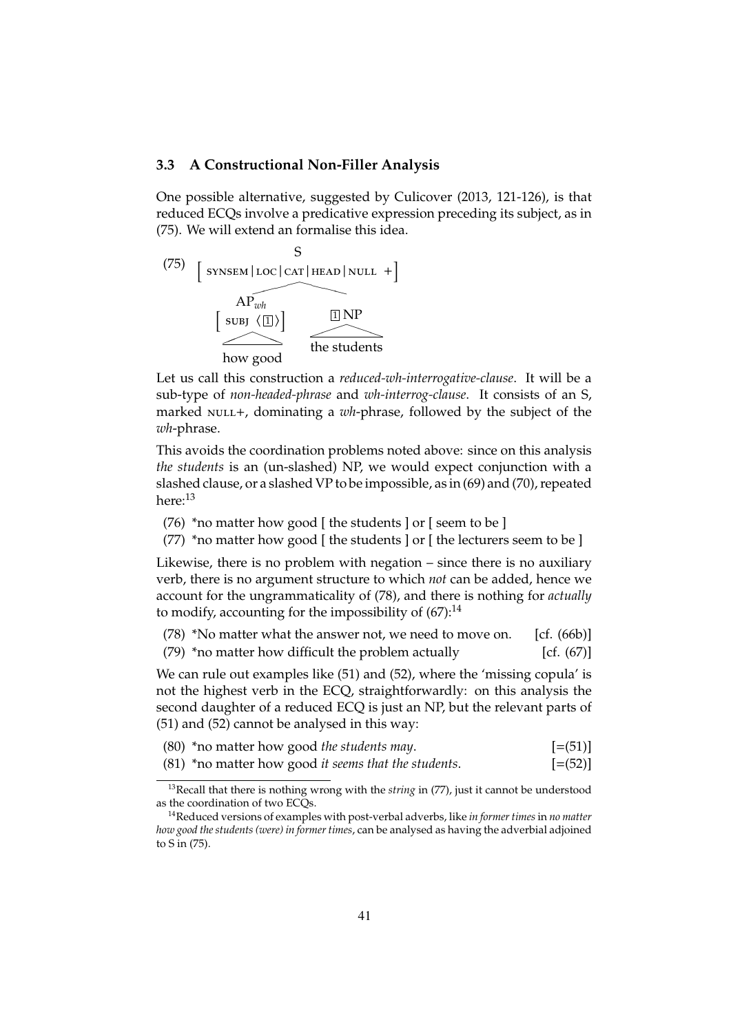### 3.3 A Constructional Non-Filler Analysis

One possible alternative, suggested by Culicover (2013, 121-126), is that reduced ECQs involve a predicative expression preceding its subject, as in (75). We will extend an formalise this idea.

(75)
```
                S
  [ SYNSEM|LOC|CAT|HEAD|NULL + ]
        /                \
     AP_wh               [1] NP
  [ SUBJ ⟨[1]⟩ ]           /\
       /\            the students
    how good
```

Let us call this construction a *reduced-wh-interrogative-clause*. It will be a sub-type of *non-headed-phrase* and *wh-interrog-clause*. It consists of an S, marked NULL+, dominating a *wh*-phrase, followed by the subject of the *wh*-phrase.

This avoids the coordination problems noted above: since on this analysis *the students* is an (un-slashed) NP, we would expect conjunction with a slashed clause, or a slashed VP to be impossible, as in (69) and (70), repeated here:[13]

(76) *no matter how good [ the students ] or [ seem to be ]

(77) *no matter how good [ the students ] or [ the lecturers seem to be ]

Likewise, there is no problem with negation – since there is no auxiliary verb, there is no argument structure to which *not* can be added, hence we account for the ungrammaticality of (78), and there is nothing for *actually* to modify, accounting for the impossibility of (67):[14]

(78) *No matter what the answer not, we need to move on. [cf. (66b)]

(79) *no matter how difficult the problem actually [cf. (67)]

We can rule out examples like (51) and (52), where the 'missing copula' is not the highest verb in the ECQ, straightforwardly: on this analysis the second daughter of a reduced ECQ is just an NP, but the relevant parts of (51) and (52) cannot be analysed in this way:

(80) *no matter how good *the students may*. [=(51)]

(81) *no matter how good *it seems that the students*. [=(52)]

---

[13] Recall that there is nothing wrong with the *string* in (77), just it cannot be understood as the coordination of two ECQs.

[14] Reduced versions of examples with post-verbal adverbs, like *in former times* in *no matter how good the students (were) in former times*, can be analysed as having the adverbial adjoined to S in (75).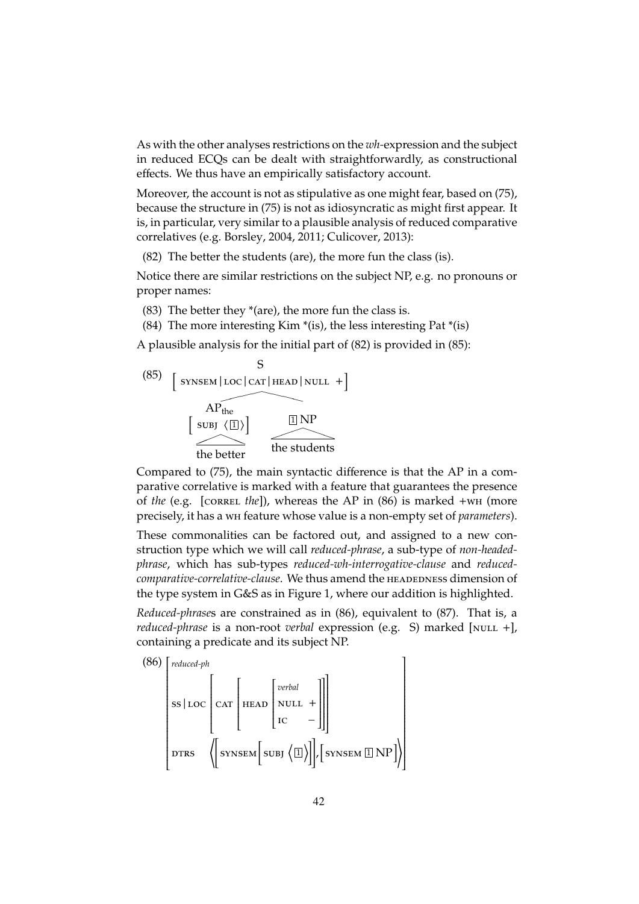As with the other analyses restrictions on the *wh*-expression and the subject in reduced ECQs can be dealt with straightforwardly, as constructional effects. We thus have an empirically satisfactory account.

Moreover, the account is not as stipulative as one might fear, based on (75), because the structure in (75) is not as idiosyncratic as might first appear. It is, in particular, very similar to a plausible analysis of reduced comparative correlatives (e.g. Borsley, 2004, 2011; Culicover, 2013):

(82) The better the students (are), the more fun the class (is).

Notice there are similar restrictions on the subject NP, e.g. no pronouns or proper names:

(83) The better they *(are), the more fun the class is.

(84) The more interesting Kim *(is), the less interesting Pat *(is)

A plausible analysis for the initial part of (82) is provided in (85):

(85)
```
                S
  [ SYNSEM|LOC|CAT|HEAD|NULL + ]
        /                \
     AP_the              [1] NP
  [ SUBJ ⟨[1]⟩ ]           /\
       /\             the students
   the better
```

Compared to (75), the main syntactic difference is that the AP in a comparative correlative is marked with a feature that guarantees the presence of *the* (e.g. [CORREL *the*]), whereas the AP in (86) is marked +WH (more precisely, it has a WH feature whose value is a non-empty set of *parameters*).

These commonalities can be factored out, and assigned to a new construction type which we will call *reduced-phrase*, a sub-type of *non-headed-phrase*, which has sub-types *reduced-wh-interrogative-clause* and *reduced-comparative-correlative-clause*. We thus amend the HEADEDNESS dimension of the type system in G&S as in Figure 1, where our addition is highlighted.

*Reduced-phrase*s are constrained as in (86), equivalent to (87). That is, a *reduced-phrase* is a non-root *verbal* expression (e.g. S) marked [NULL +], containing a predicate and its subject NP.

(86)
$$\begin{bmatrix} \textit{reduced-ph} \\ \text{SS} \mid \text{LOC} \begin{bmatrix} \text{CAT} \begin{bmatrix} \text{HEAD} \begin{bmatrix} \textit{verbal} \\ \text{NULL} & + \\ \text{IC} & - \end{bmatrix} \end{bmatrix} \end{bmatrix} \\ \text{DTRS} \quad \left\langle \begin{bmatrix} \text{SYNSEM} \begin{bmatrix} \text{SUBJ} \left\langle \boxed{1} \right\rangle \end{bmatrix} \end{bmatrix}, \begin{bmatrix} \text{SYNSEM} \ \boxed{1} \ \text{NP} \end{bmatrix} \right\rangle \end{bmatrix}$$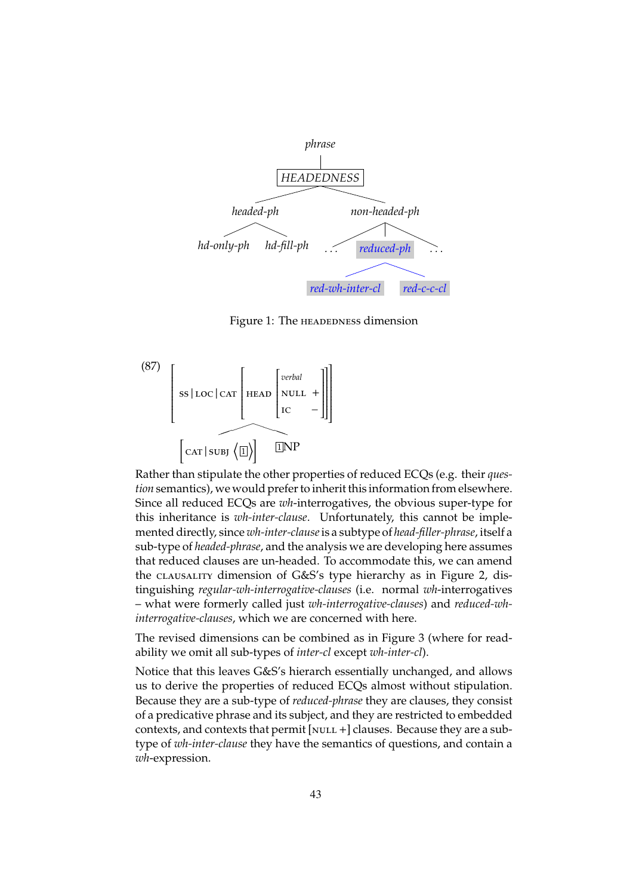phrase

HEADEDNESS

headed-ph — hd-only-ph, hd-fill-ph

non-headed-ph — . . . , reduced-ph, . . .

reduced-ph — red-wh-inter-cl, red-c-c-cl

Figure 1: The HEADEDNESS dimension

(87)

$$\left[\text{SS} \mid \text{LOC} \mid \text{CAT} \left[\text{HEAD} \begin{bmatrix} \textit{verbal} & \\ \text{NULL} & + \\ \text{IC} & - \end{bmatrix}\right]\right]$$

$$\left[\text{CAT} \mid \text{SUBJ} \left\langle \boxed{1} \right\rangle\right] \qquad \boxed{1}\text{NP}$$

Rather than stipulate the other properties of reduced ECQs (e.g. their *question* semantics), we would prefer to inherit this information from elsewhere. Since all reduced ECQs are *wh*-interrogatives, the obvious super-type for this inheritance is *wh-inter-clause*. Unfortunately, this cannot be implemented directly, since *wh-inter-clause* is a subtype of *head-filler-phrase*, itself a sub-type of *headed-phrase*, and the analysis we are developing here assumes that reduced clauses are un-headed. To accommodate this, we can amend the CLAUSALITY dimension of G&S's type hierarchy as in Figure 2, distinguishing *regular-wh-interrogative-clauses* (i.e. normal *wh*-interrogatives – what were formerly called just *wh-interrogative-clauses*) and *reduced-wh-interrogative-clauses*, which we are concerned with here.

The revised dimensions can be combined as in Figure 3 (where for readability we omit all sub-types of *inter-cl* except *wh-inter-cl*).

Notice that this leaves G&S's hierarch essentially unchanged, and allows us to derive the properties of reduced ECQs almost without stipulation. Because they are a sub-type of *reduced-phrase* they are clauses, they consist of a predicative phrase and its subject, and they are restricted to embedded contexts, and contexts that permit [NULL +] clauses. Because they are a sub-type of *wh-inter-clause* they have the semantics of questions, and contain a *wh*-expression.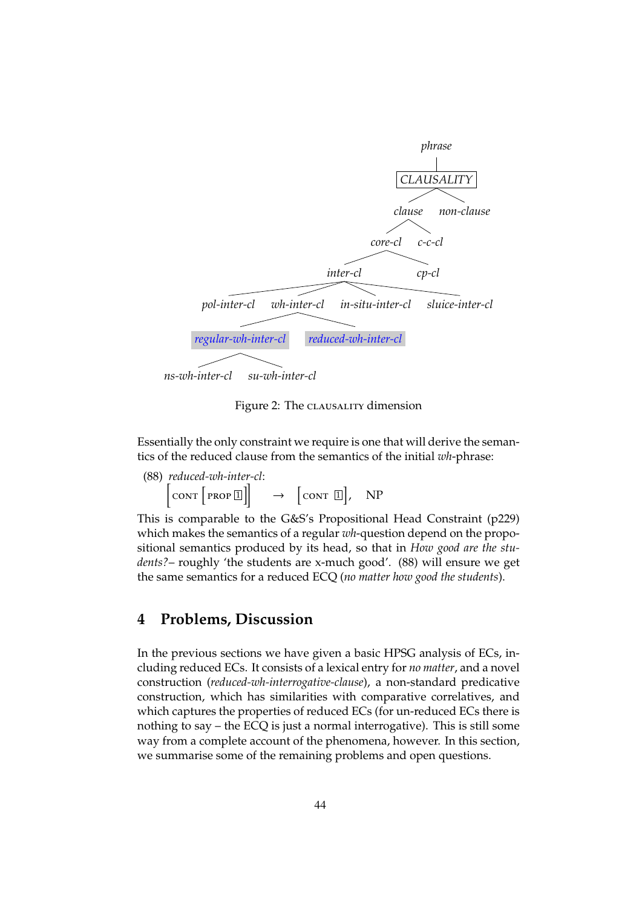```
phrase
└── CLAUSALITY
    ├── clause
    │   ├── core-cl
    │   │   ├── inter-cl
    │   │   │   ├── pol-inter-cl
    │   │   │   ├── wh-inter-cl
    │   │   │   │   ├── regular-wh-inter-cl
    │   │   │   │   │   ├── ns-wh-inter-cl
    │   │   │   │   │   └── su-wh-inter-cl
    │   │   │   │   └── reduced-wh-inter-cl
    │   │   │   ├── in-situ-inter-cl
    │   │   │   └── sluice-inter-cl
    │   │   └── cp-cl
    │   └── c-c-cl
    └── non-clause
```

Figure 2: The CLAUSALITY dimension

Essentially the only constraint we require is one that will derive the semantics of the reduced clause from the semantics of the initial *wh*-phrase:

(88) *reduced-wh-inter-cl*:

$$\left[\text{CONT}\left[\text{PROP}\ \boxed{1}\right]\right] \rightarrow \left[\text{CONT}\ \boxed{1}\right],\quad \text{NP}$$

This is comparable to the G&S's Propositional Head Constraint (p229) which makes the semantics of a regular *wh*-question depend on the propositional semantics produced by its head, so that in *How good are the students?*– roughly 'the students are x-much good'. (88) will ensure we get the same semantics for a reduced ECQ (*no matter how good the students*).

## 4 Problems, Discussion

In the previous sections we have given a basic HPSG analysis of ECs, including reduced ECs. It consists of a lexical entry for *no matter*, and a novel construction (*reduced-wh-interrogative-clause*), a non-standard predicative construction, which has similarities with comparative correlatives, and which captures the properties of reduced ECs (for un-reduced ECs there is nothing to say – the ECQ is just a normal interrogative). This is still some way from a complete account of the phenomena, however. In this section, we summarise some of the remaining problems and open questions.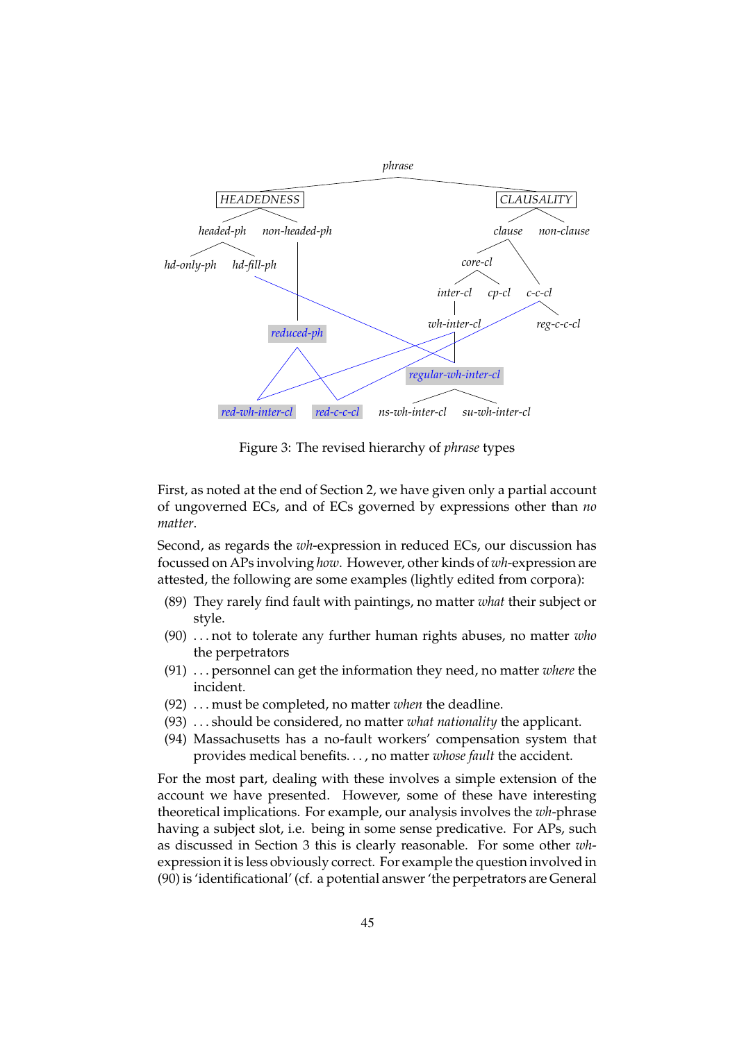Figure 3: The revised hierarchy of *phrase* types

First, as noted at the end of Section 2, we have given only a partial account of ungoverned ECs, and of ECs governed by expressions other than *no matter*.

Second, as regards the *wh*-expression in reduced ECs, our discussion has focussed on APs involving *how*. However, other kinds of *wh*-expression are attested, the following are some examples (lightly edited from corpora):

(89) They rarely find fault with paintings, no matter *what* their subject or style.

(90) . . . not to tolerate any further human rights abuses, no matter *who* the perpetrators

(91) . . . personnel can get the information they need, no matter *where* the incident.

(92) . . . must be completed, no matter *when* the deadline.

(93) . . . should be considered, no matter *what nationality* the applicant.

(94) Massachusetts has a no-fault workers' compensation system that provides medical benefits. . . , no matter *whose fault* the accident.

For the most part, dealing with these involves a simple extension of the account we have presented. However, some of these have interesting theoretical implications. For example, our analysis involves the *wh*-phrase having a subject slot, i.e. being in some sense predicative. For APs, such as discussed in Section 3 this is clearly reasonable. For some other *wh*-expression it is less obviously correct. For example the question involved in (90) is 'identificational' (cf. a potential answer 'the perpetrators are General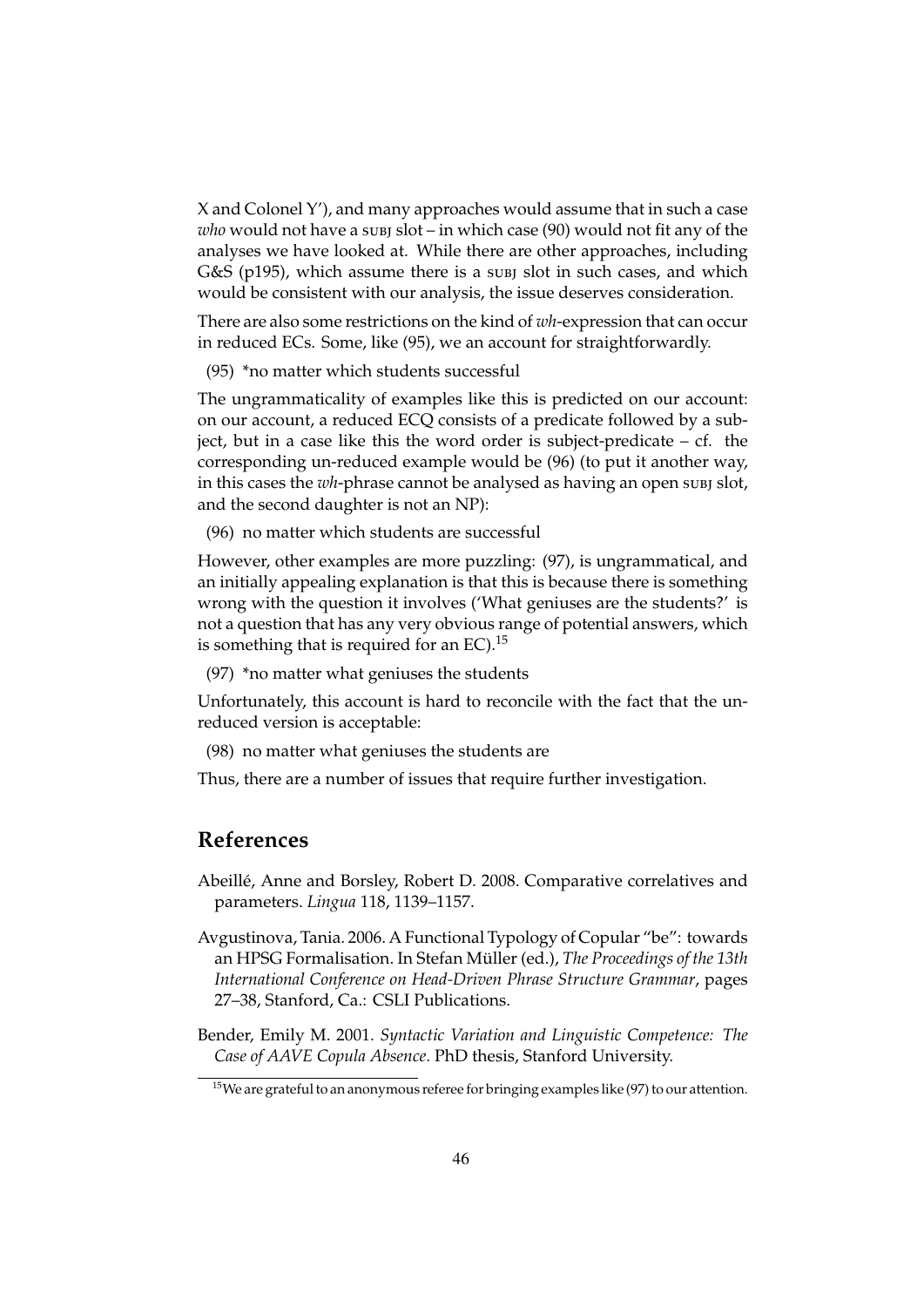X and Colonel Y'), and many approaches would assume that in such a case *who* would not have a SUBJ slot – in which case (90) would not fit any of the analyses we have looked at. While there are other approaches, including G&S (p195), which assume there is a SUBJ slot in such cases, and which would be consistent with our analysis, the issue deserves consideration.

There are also some restrictions on the kind of *wh*-expression that can occur in reduced ECs. Some, like (95), we an account for straightforwardly.

(95) *no matter which students successful

The ungrammaticality of examples like this is predicted on our account: on our account, a reduced ECQ consists of a predicate followed by a subject, but in a case like this the word order is subject-predicate – cf. the corresponding un-reduced example would be (96) (to put it another way, in this cases the *wh*-phrase cannot be analysed as having an open SUBJ slot, and the second daughter is not an NP):

(96) no matter which students are successful

However, other examples are more puzzling: (97), is ungrammatical, and an initially appealing explanation is that this is because there is something wrong with the question it involves ('What geniuses are the students?' is not a question that has any very obvious range of potential answers, which is something that is required for an EC).[15]

(97) *no matter what geniuses the students

Unfortunately, this account is hard to reconcile with the fact that the un-reduced version is acceptable:

(98) no matter what geniuses the students are

Thus, there are a number of issues that require further investigation.

## References

Abeillé, Anne and Borsley, Robert D. 2008. Comparative correlatives and parameters. *Lingua* 118, 1139–1157.

Avgustinova, Tania. 2006. A Functional Typology of Copular "be": towards an HPSG Formalisation. In Stefan Müller (ed.), *The Proceedings of the 13th International Conference on Head-Driven Phrase Structure Grammar*, pages 27–38, Stanford, Ca.: CSLI Publications.

Bender, Emily M. 2001. *Syntactic Variation and Linguistic Competence: The Case of AAVE Copula Absence*. PhD thesis, Stanford University.

[15] We are grateful to an anonymous referee for bringing examples like (97) to our attention.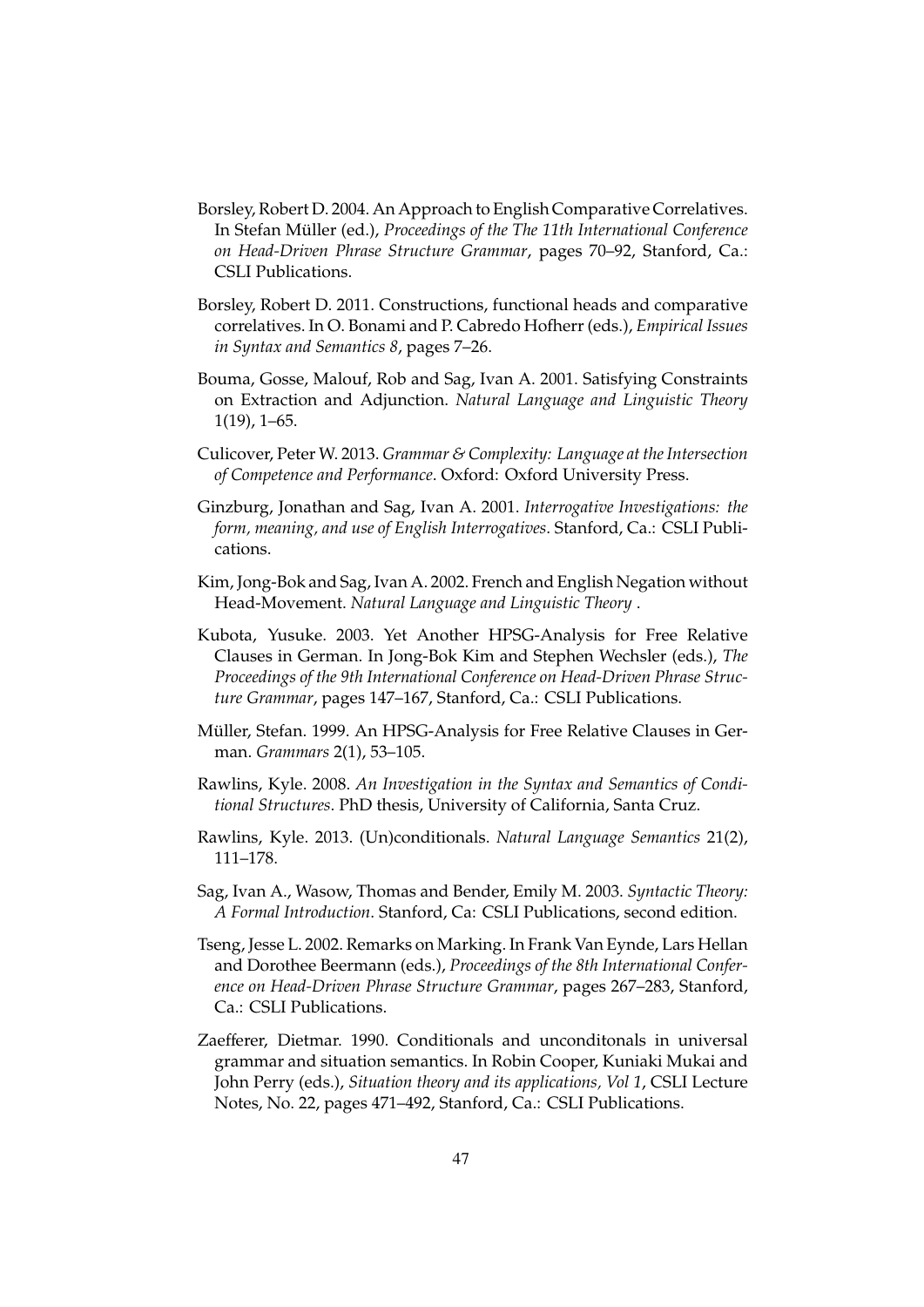Borsley, Robert D. 2004. An Approach to English Comparative Correlatives. In Stefan Müller (ed.), *Proceedings of the The 11th International Conference on Head-Driven Phrase Structure Grammar*, pages 70–92, Stanford, Ca.: CSLI Publications.

Borsley, Robert D. 2011. Constructions, functional heads and comparative correlatives. In O. Bonami and P. Cabredo Hofherr (eds.), *Empirical Issues in Syntax and Semantics 8*, pages 7–26.

Bouma, Gosse, Malouf, Rob and Sag, Ivan A. 2001. Satisfying Constraints on Extraction and Adjunction. *Natural Language and Linguistic Theory* 1(19), 1–65.

Culicover, Peter W. 2013. *Grammar & Complexity: Language at the Intersection of Competence and Performance*. Oxford: Oxford University Press.

Ginzburg, Jonathan and Sag, Ivan A. 2001. *Interrogative Investigations: the form, meaning, and use of English Interrogatives*. Stanford, Ca.: CSLI Publications.

Kim, Jong-Bok and Sag, Ivan A. 2002. French and English Negation without Head-Movement. *Natural Language and Linguistic Theory* .

Kubota, Yusuke. 2003. Yet Another HPSG-Analysis for Free Relative Clauses in German. In Jong-Bok Kim and Stephen Wechsler (eds.), *The Proceedings of the 9th International Conference on Head-Driven Phrase Structure Grammar*, pages 147–167, Stanford, Ca.: CSLI Publications.

Müller, Stefan. 1999. An HPSG-Analysis for Free Relative Clauses in German. *Grammars* 2(1), 53–105.

Rawlins, Kyle. 2008. *An Investigation in the Syntax and Semantics of Conditional Structures*. PhD thesis, University of California, Santa Cruz.

Rawlins, Kyle. 2013. (Un)conditionals. *Natural Language Semantics* 21(2), 111–178.

Sag, Ivan A., Wasow, Thomas and Bender, Emily M. 2003. *Syntactic Theory: A Formal Introduction*. Stanford, Ca: CSLI Publications, second edition.

Tseng, Jesse L. 2002. Remarks on Marking. In Frank Van Eynde, Lars Hellan and Dorothee Beermann (eds.), *Proceedings of the 8th International Conference on Head-Driven Phrase Structure Grammar*, pages 267–283, Stanford, Ca.: CSLI Publications.

Zaefferer, Dietmar. 1990. Conditionals and unconditonals in universal grammar and situation semantics. In Robin Cooper, Kuniaki Mukai and John Perry (eds.), *Situation theory and its applications, Vol 1*, CSLI Lecture Notes, No. 22, pages 471–492, Stanford, Ca.: CSLI Publications.